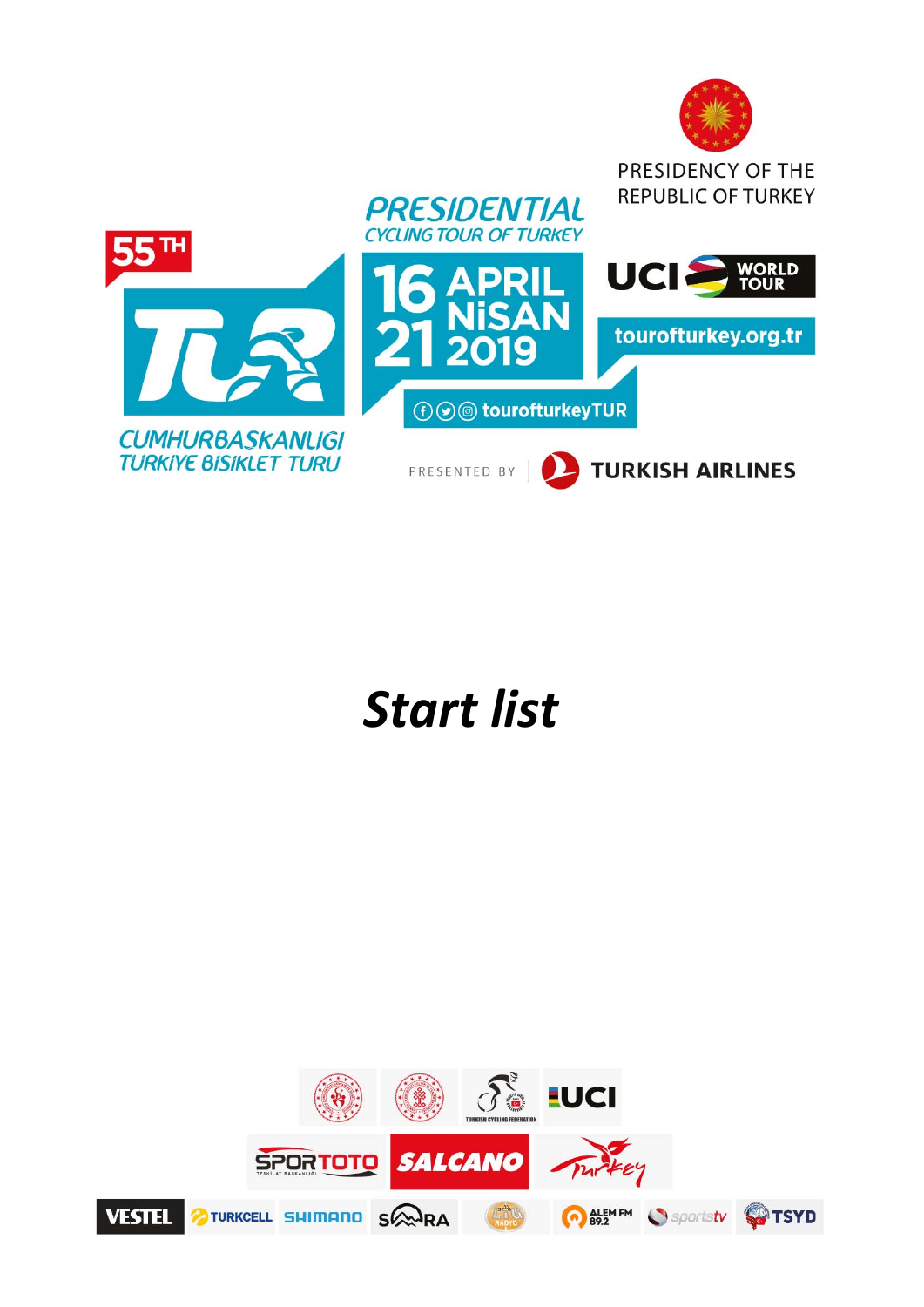PRESIDENCY OF THE REPUBLIC OF TURKEY

55TH

**PRESIDENTIAL CYCLING TOUR OF TURKEY**

**CUMHURBAŞKANLIĞI TÜRKİYE BİSİKLET TURU**

**16 - 21 APRIL NİSAN 2019**

UCI WORLD TOUR

tourofturkey.org.tr

tourofturkeyTUR

PRESENTED BY | TURKISH AIRLINES

# *Start list*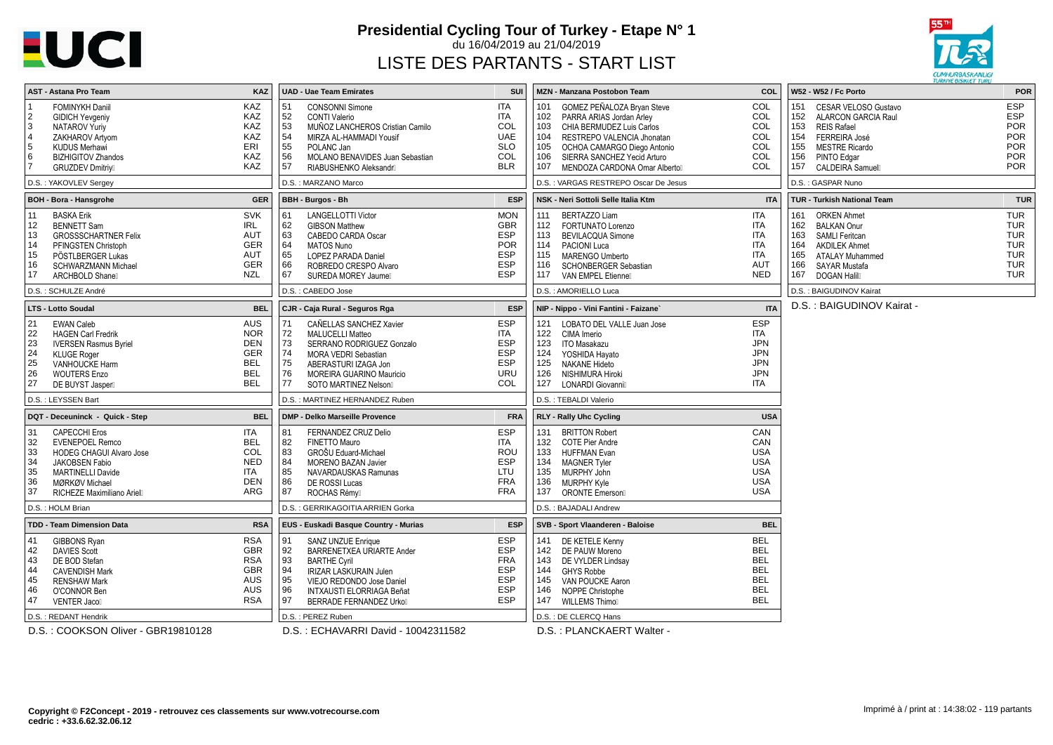# Presidential Cycling Tour of Turkey - Etape N° 1

du 16/04/2019 au 21/04/2019

## LISTE DES PARTANTS - START LIST

| AST - Astana Pro Team | | KAZ |
|---|---|---|
| 1 | FOMINYKH Daniil | KAZ |
| 2 | GIDICH Yevgeniy | KAZ |
| 3 | NATAROV Yuriy | KAZ |
| 4 | ZAKHAROV Artyom | KAZ |
| 5 | KUDUS Merhawi | ERI |
| 6 | BIZHIGITOV Zhandos | KAZ |
| 7 | GRUZDEV Dmitriy | KAZ |
| D.S. : YAKOVLEV Sergey | | |

| BOH - Bora - Hansgrohe | | GER |
|---|---|---|
| 11 | BASKA Erik | SVK |
| 12 | BENNETT Sam | IRL |
| 13 | GROSSSCHARTNER Felix | AUT |
| 14 | PFINGSTEN Christoph | GER |
| 15 | PÖSTLBERGER Lukas | AUT |
| 16 | SCHWARZMANN Michael | GER |
| 17 | ARCHBOLD Shane | NZL |
| D.S. : SCHULZE André | | |

| LTS - Lotto Soudal | | BEL |
|---|---|---|
| 21 | EWAN Caleb | AUS |
| 22 | HAGEN Carl Fredrik | NOR |
| 23 | IVERSEN Rasmus Byriel | DEN |
| 24 | KLUGE Roger | GER |
| 25 | VANHOUCKE Harm | BEL |
| 26 | WOUTERS Enzo | BEL |
| 27 | DE BUYST Jasper | BEL |
| D.S. : LEYSSEN Bart | | |

| DQT - Deceuninck - Quick - Step | | BEL |
|---|---|---|
| 31 | CAPECCHI Eros | ITA |
| 32 | EVENEPOEL Remco | BEL |
| 33 | HODEG CHAGUI Alvaro Jose | COL |
| 34 | JAKOBSEN Fabio | NED |
| 35 | MARTINELLI Davide | ITA |
| 36 | MØRKØV Michael | DEN |
| 37 | RICHEZE Maximiliano Ariel | ARG |
| D.S. : HOLM Brian | | |

| TDD - Team Dimension Data | | RSA |
|---|---|---|
| 41 | GIBBONS Ryan | RSA |
| 42 | DAVIES Scott | GBR |
| 43 | DE BOD Stefan | RSA |
| 44 | CAVENDISH Mark | GBR |
| 45 | RENSHAW Mark | AUS |
| 46 | O'CONNOR Ben | AUS |
| 47 | VENTER Jaco | RSA |
| D.S. : REDANT Hendrik | | |

D.S. : COOKSON Oliver - GBR19810128

| UAD - Uae Team Emirates | | SUI |
|---|---|---|
| 51 | CONSONNI Simone | ITA |
| 52 | CONTI Valerio | ITA |
| 53 | MUÑOZ LANCHEROS Cristian Camilo | COL |
| 54 | MIRZA AL-HAMMADI Yousif | UAE |
| 55 | POLANC Jan | SLO |
| 56 | MOLANO BENAVIDES Juan Sebastian | COL |
| 57 | RIABUSHENKO Aleksandr | BLR |
| D.S. : MARZANO Marco | | |

| BBH - Burgos - Bh | | ESP |
|---|---|---|
| 61 | LANGELLOTTI Victor | MON |
| 62 | GIBSON Matthew | GBR |
| 63 | CABEDO CARDA Oscar | ESP |
| 64 | MATOS Nuno | POR |
| 65 | LOPEZ PARADA Daniel | ESP |
| 66 | ROBREDO CRESPO Alvaro | ESP |
| 67 | SUREDA MOREY Jaume | ESP |
| D.S. : CABEDO Jose | | |

| CJR - Caja Rural - Seguros Rga | | ESP |
|---|---|---|
| 71 | CAÑELLAS SANCHEZ Xavier | ESP |
| 72 | MALUCELLI Matteo | ITA |
| 73 | SERRANO RODRIGUEZ Gonzalo | ESP |
| 74 | MORA VEDRI Sebastian | ESP |
| 75 | ABERASTURI IZAGA Jon | ESP |
| 76 | MOREIRA GUARINO Mauricio | URU |
| 77 | SOTO MARTINEZ Nelson | COL |
| D.S. : MARTINEZ HERNANDEZ Ruben | | |

| DMP - Delko Marseille Provence | | FRA |
|---|---|---|
| 81 | FERNANDEZ CRUZ Delio | ESP |
| 82 | FINETTO Mauro | ITA |
| 83 | GROŠU Eduard-Michael | ROU |
| 84 | MORENO BAZAN Javier | ESP |
| 85 | NAVARDAUSKAS Ramunas | LTU |
| 86 | DE ROSSI Lucas | FRA |
| 87 | ROCHAS Rémy | FRA |
| D.S. : GERRIKAGOITIA ARRIEN Gorka | | |

| EUS - Euskadi Basque Country - Murias | | ESP |
|---|---|---|
| 91 | SANZ UNZUE Enrique | ESP |
| 92 | BARRENETXEA URIARTE Ander | ESP |
| 93 | BARTHE Cyril | FRA |
| 94 | IRIZAR LASKURAIN Julen | ESP |
| 95 | VIEJO REDONDO Jose Daniel | ESP |
| 96 | INTXAUSTI ELORRIAGA Beñat | ESP |
| 97 | BERRADE FERNANDEZ Urko | ESP |
| D.S. : PEREZ Ruben | | |

D.S. : ECHAVARRI David - 10042311582

| MZN - Manzana Postobon Team | | COL |
|---|---|---|
| 101 | GOMEZ PEÑALOZA Bryan Steve | COL |
| 102 | PARRA ARIAS Jordan Arley | COL |
| 103 | CHIA BERMUDEZ Luis Carlos | COL |
| 104 | RESTREPO VALENCIA Jhonatan | COL |
| 105 | OCHOA CAMARGO Diego Antonio | COL |
| 106 | SIERRA SANCHEZ Yecid Arturo | COL |
| 107 | MENDOZA CARDONA Omar Alberto | COL |
| D.S. : VARGAS RESTREPO Oscar De Jesus | | |

| NSK - Neri Sottoli Selle Italia Ktm | | ITA |
|---|---|---|
| 111 | BERTAZZO Liam | ITA |
| 112 | FORTUNATO Lorenzo | ITA |
| 113 | BEVILACQUA Simone | ITA |
| 114 | PACIONI Luca | ITA |
| 115 | MARENGO Umberto | ITA |
| 116 | SCHONBERGER Sebastian | AUT |
| 117 | VAN EMPEL Etienne | NED |
| D.S. : AMORIELLO Luca | | |

| NIP - Nippo - Vini Fantini - Faizane` | | ITA |
|---|---|---|
| 121 | LOBATO DEL VALLE Juan Jose | ESP |
| 122 | CIMA Imerio | ITA |
| 123 | ITO Masakazu | JPN |
| 124 | YOSHIDA Hayato | JPN |
| 125 | NAKANE Hideto | JPN |
| 126 | NISHIMURA Hiroki | JPN |
| 127 | LONARDI Giovanni | ITA |
| D.S. : TEBALDI Valerio | | |

| RLY - Rally Uhc Cycling | | USA |
|---|---|---|
| 131 | BRITTON Robert | CAN |
| 132 | COTE Pier Andre | CAN |
| 133 | HUFFMAN Evan | USA |
| 134 | MAGNER Tyler | USA |
| 135 | MURPHY John | USA |
| 136 | MURPHY Kyle | USA |
| 137 | ORONTE Emerson | USA |
| D.S. : BAJADALI Andrew | | |

| SVB - Sport Vlaanderen - Baloise | | BEL |
|---|---|---|
| 141 | DE KETELE Kenny | BEL |
| 142 | DE PAUW Moreno | BEL |
| 143 | DE VYLDER Lindsay | BEL |
| 144 | GHYS Robbe | BEL |
| 145 | VAN POUCKE Aaron | BEL |
| 146 | NOPPE Christophe | BEL |
| 147 | WILLEMS Thimo | BEL |
| D.S. : DE CLERCQ Hans | | |

D.S. : PLANCKAERT Walter -

| W52 - W52 / Fc Porto | | POR |
|---|---|---|
| 151 | CESAR VELOSO Gustavo | ESP |
| 152 | ALARCON GARCIA Raul | ESP |
| 153 | REIS Rafael | POR |
| 154 | FERREIRA José | POR |
| 155 | MESTRE Ricardo | POR |
| 156 | PINTO Edgar | POR |
| 157 | CALDEIRA Samuel | POR |
| D.S. : GASPAR Nuno | | |

| TUR - Turkish National Team | | TUR |
|---|---|---|
| 161 | ORKEN Ahmet | TUR |
| 162 | BALKAN Onur | TUR |
| 163 | SAMLI Feritcan | TUR |
| 164 | AKDILEK Ahmet | TUR |
| 165 | ATALAY Muhammed | TUR |
| 166 | SAYAR Mustafa | TUR |
| 167 | DOGAN Halil | TUR |
| D.S. : BAIGUDINOV Kairat | | |

D.S. : BAIGUDINOV Kairat -

**Copyright © F2Concept - 2019 - retrouvez ces classements sur www.votrecourse.com**
**cedric : +33.6.62.32.06.12**

Imprimé à / print at : 14:38:02 - 119 partants